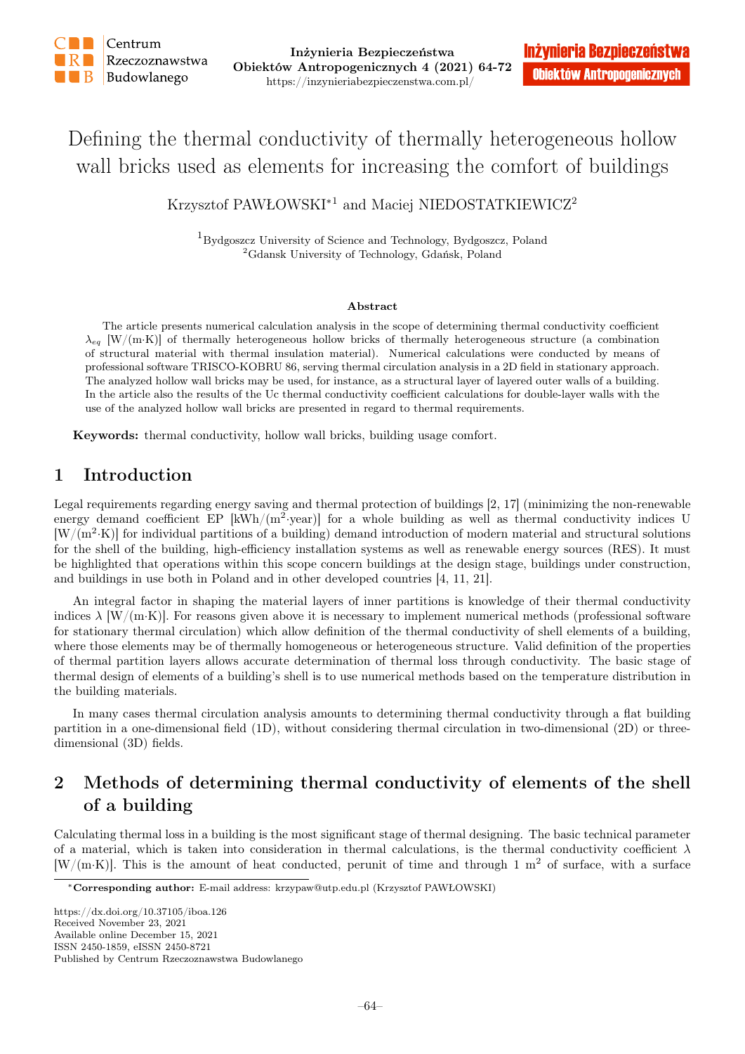# Defining the thermal conductivity of thermally heterogeneous hollow wall bricks used as elements for increasing the comfort of buildings

Krzysztof PAWŁOWSKI*[1] and Maciej NIEDOSTATKIEWICZ[2]

[1]Bydgoszcz University of Science and Technology, Bydgoszcz, Poland
[2]Gdansk University of Technology, Gdańsk, Poland

**Abstract**

The article presents numerical calculation analysis in the scope of determining thermal conductivity coefficient $\lambda_{eq}$ [W/(m·K)] of thermally heterogeneous hollow bricks of thermally heterogeneous structure (a combination of structural material with thermal insulation material). Numerical calculations were conducted by means of professional software TRISCO-KOBRU 86, serving thermal circulation analysis in a 2D field in stationary approach. The analyzed hollow wall bricks may be used, for instance, as a structural layer of layered outer walls of a building. In the article also the results of the Uc thermal conductivity coefficient calculations for double-layer walls with the use of the analyzed hollow wall bricks are presented in regard to thermal requirements.

**Keywords:** thermal conductivity, hollow wall bricks, building usage comfort.

## 1 Introduction

Legal requirements regarding energy saving and thermal protection of buildings [2, 17] (minimizing the non-renewable energy demand coefficient EP [kWh/(m$^2$·year)] for a whole building as well as thermal conductivity indices U [W/(m$^2$·K)] for individual partitions of a building) demand introduction of modern material and structural solutions for the shell of the building, high-efficiency installation systems as well as renewable energy sources (RES). It must be highlighted that operations within this scope concern buildings at the design stage, buildings under construction, and buildings in use both in Poland and in other developed countries [4, 11, 21].

An integral factor in shaping the material layers of inner partitions is knowledge of their thermal conductivity indices $\lambda$ [W/(m·K)]. For reasons given above it is necessary to implement numerical methods (professional software for stationary thermal circulation) which allow definition of the thermal conductivity of shell elements of a building, where those elements may be of thermally homogeneous or heterogeneous structure. Valid definition of the properties of thermal partition layers allows accurate determination of thermal loss through conductivity. The basic stage of thermal design of elements of a building's shell is to use numerical methods based on the temperature distribution in the building materials.

In many cases thermal circulation analysis amounts to determining thermal conductivity through a flat building partition in a one-dimensional field (1D), without considering thermal circulation in two-dimensional (2D) or three-dimensional (3D) fields.

## 2 Methods of determining thermal conductivity of elements of the shell of a building

Calculating thermal loss in a building is the most significant stage of thermal designing. The basic technical parameter of a material, which is taken into consideration in thermal calculations, is the thermal conductivity coefficient $\lambda$ [W/(m·K)]. This is the amount of heat conducted, perunit of time and through 1 m$^2$ of surface, with a surface

*__Corresponding author:__ E-mail address: krzypaw@utp.edu.pl (Krzysztof PAWŁOWSKI)

https://dx.doi.org/10.37105/iboa.126
Received November 23, 2021
Available online December 15, 2021
ISSN 2450-1859, eISSN 2450-8721
Published by Centrum Rzeczoznawstwa Budowlanego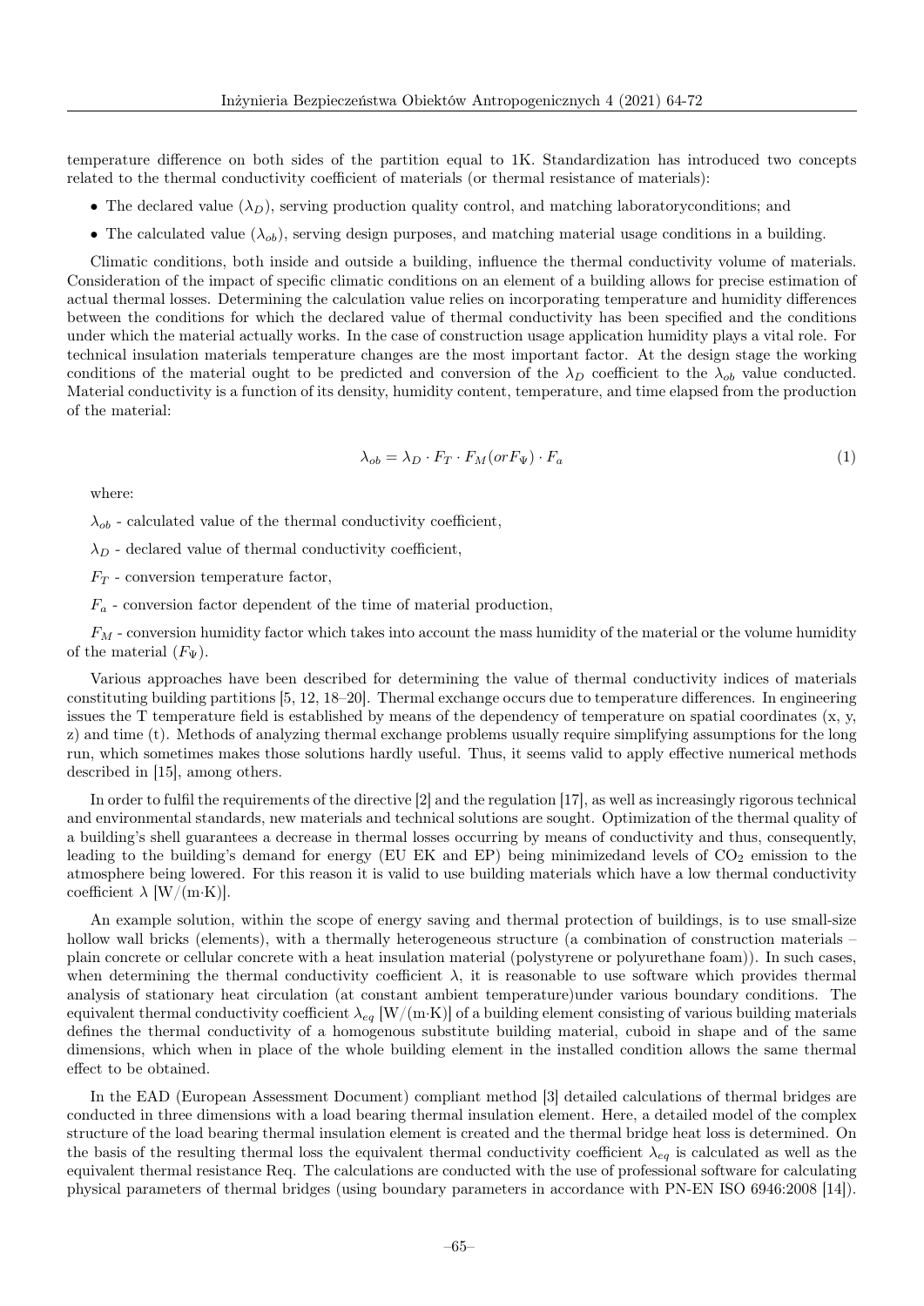temperature difference on both sides of the partition equal to 1K. Standardization has introduced two concepts related to the thermal conductivity coefficient of materials (or thermal resistance of materials):

- The declared value ($\lambda_D$), serving production quality control, and matching laboratoryconditions; and
- The calculated value ($\lambda_{ob}$), serving design purposes, and matching material usage conditions in a building.

Climatic conditions, both inside and outside a building, influence the thermal conductivity volume of materials. Consideration of the impact of specific climatic conditions on an element of a building allows for precise estimation of actual thermal losses. Determining the calculation value relies on incorporating temperature and humidity differences between the conditions for which the declared value of thermal conductivity has been specified and the conditions under which the material actually works. In the case of construction usage application humidity plays a vital role. For technical insulation materials temperature changes are the most important factor. At the design stage the working conditions of the material ought to be predicted and conversion of the $\lambda_D$ coefficient to the $\lambda_{ob}$ value conducted. Material conductivity is a function of its density, humidity content, temperature, and time elapsed from the production of the material:

$$\lambda_{ob} = \lambda_D \cdot F_T \cdot F_M (or F_\Psi) \cdot F_a \tag{1}$$

where:

$\lambda_{ob}$ - calculated value of the thermal conductivity coefficient,

$\lambda_D$ - declared value of thermal conductivity coefficient,

$F_T$ - conversion temperature factor,

$F_a$ - conversion factor dependent of the time of material production,

$F_M$ - conversion humidity factor which takes into account the mass humidity of the material or the volume humidity of the material ($F_\Psi$).

Various approaches have been described for determining the value of thermal conductivity indices of materials constituting building partitions [5, 12, 18–20]. Thermal exchange occurs due to temperature differences. In engineering issues the T temperature field is established by means of the dependency of temperature on spatial coordinates (x, y, z) and time (t). Methods of analyzing thermal exchange problems usually require simplifying assumptions for the long run, which sometimes makes those solutions hardly useful. Thus, it seems valid to apply effective numerical methods described in [15], among others.

In order to fulfil the requirements of the directive [2] and the regulation [17], as well as increasingly rigorous technical and environmental standards, new materials and technical solutions are sought. Optimization of the thermal quality of a building's shell guarantees a decrease in thermal losses occurring by means of conductivity and thus, consequently, leading to the building's demand for energy (EU EK and EP) being minimizedand levels of $CO_2$ emission to the atmosphere being lowered. For this reason it is valid to use building materials which have a low thermal conductivity coefficient $\lambda$ [W/(m·K)].

An example solution, within the scope of energy saving and thermal protection of buildings, is to use small-size hollow wall bricks (elements), with a thermally heterogeneous structure (a combination of construction materials – plain concrete or cellular concrete with a heat insulation material (polystyrene or polyurethane foam)). In such cases, when determining the thermal conductivity coefficient $\lambda$, it is reasonable to use software which provides thermal analysis of stationary heat circulation (at constant ambient temperature)under various boundary conditions. The equivalent thermal conductivity coefficient $\lambda_{eq}$ [W/(m·K)] of a building element consisting of various building materials defines the thermal conductivity of a homogenous substitute building material, cuboid in shape and of the same dimensions, which when in place of the whole building element in the installed condition allows the same thermal effect to be obtained.

In the EAD (European Assessment Document) compliant method [3] detailed calculations of thermal bridges are conducted in three dimensions with a load bearing thermal insulation element. Here, a detailed model of the complex structure of the load bearing thermal insulation element is created and the thermal bridge heat loss is determined. On the basis of the resulting thermal loss the equivalent thermal conductivity coefficient $\lambda_{eq}$ is calculated as well as the equivalent thermal resistance Req. The calculations are conducted with the use of professional software for calculating physical parameters of thermal bridges (using boundary parameters in accordance with PN-EN ISO 6946:2008 [14]).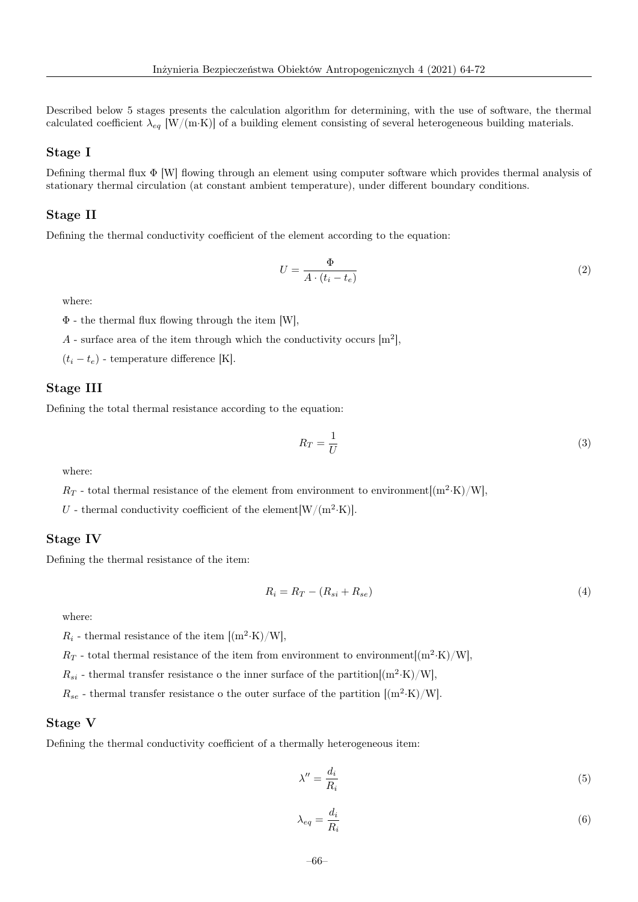Described below 5 stages presents the calculation algorithm for determining, with the use of software, the thermal calculated coefficient $\lambda_{eq}$ [W/(m·K)] of a building element consisting of several heterogeneous building materials.

## Stage I

Defining thermal flux $\Phi$ [W] flowing through an element using computer software which provides thermal analysis of stationary thermal circulation (at constant ambient temperature), under different boundary conditions.

## Stage II

Defining the thermal conductivity coefficient of the element according to the equation:

$$U = \frac{\Phi}{A \cdot (t_i - t_e)} \tag{2}$$

where:

$\Phi$ - the thermal flux flowing through the item [W],

$A$ - surface area of the item through which the conductivity occurs [$m^2$],

$(t_i - t_e)$ - temperature difference [K].

## Stage III

Defining the total thermal resistance according to the equation:

$$R_T = \frac{1}{U} \tag{3}$$

where:

$R_T$ - total thermal resistance of the element from environment to environment[($m^2$·K)/W],

$U$ - thermal conductivity coefficient of the element[W/($m^2$·K)].

## Stage IV

Defining the thermal resistance of the item:

$$R_i = R_T - (R_{si} + R_{se}) \tag{4}$$

where:

$R_i$ - thermal resistance of the item [($m^2$·K)/W],

$R_T$ - total thermal resistance of the item from environment to environment[($m^2$·K)/W],

$R_{si}$ - thermal transfer resistance o the inner surface of the partition[($m^2$·K)/W],

$R_{se}$ - thermal transfer resistance o the outer surface of the partition [($m^2$·K)/W].

## Stage V

Defining the thermal conductivity coefficient of a thermally heterogeneous item:

$$\lambda'' = \frac{d_i}{R_i} \tag{5}$$

$$\lambda_{eq} = \frac{d_i}{R_i} \tag{6}$$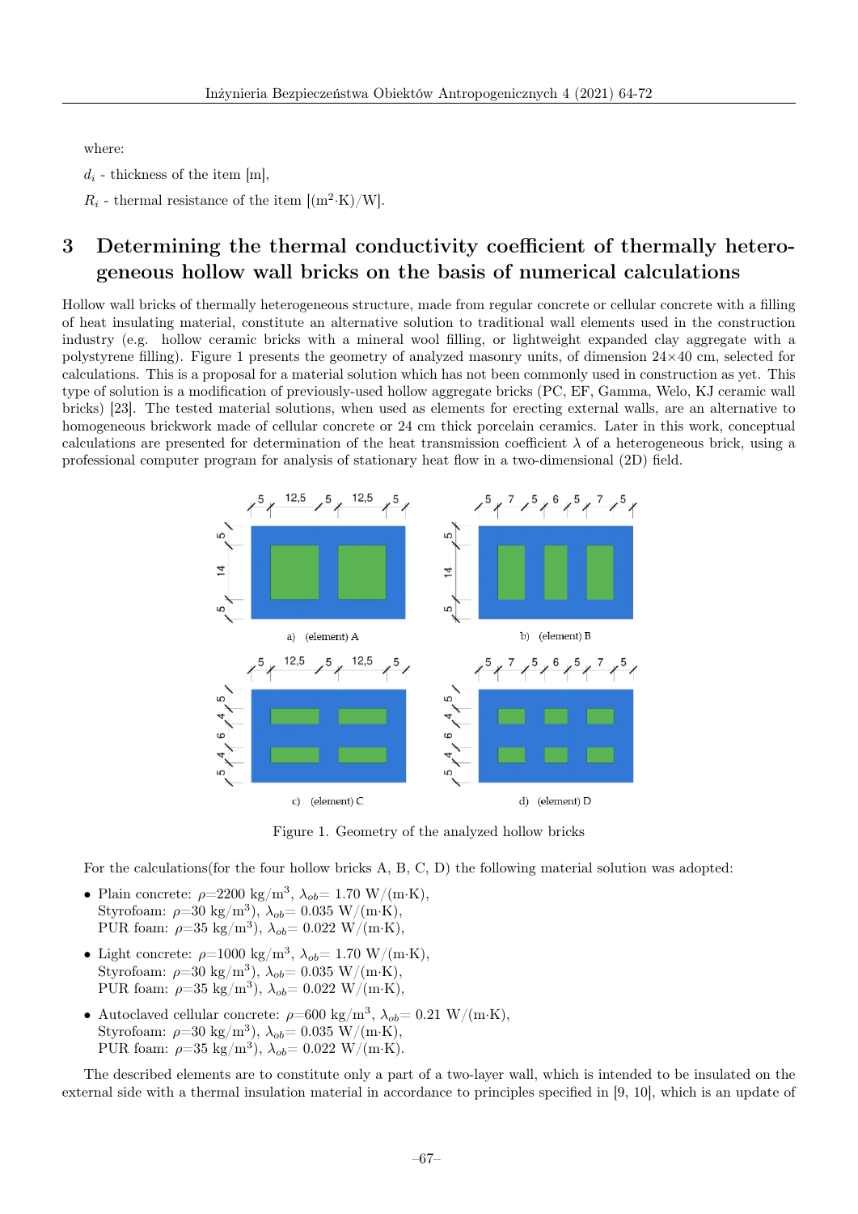where:

$d_i$ - thickness of the item [m],

$R_i$ - thermal resistance of the item [(m$^2$·K)/W].

# 3 Determining the thermal conductivity coefficient of thermally heterogeneous hollow wall bricks on the basis of numerical calculations

Hollow wall bricks of thermally heterogeneous structure, made from regular concrete or cellular concrete with a filling of heat insulating material, constitute an alternative solution to traditional wall elements used in the construction industry (e.g. hollow ceramic bricks with a mineral wool filling, or lightweight expanded clay aggregate with a polystyrene filling). Figure 1 presents the geometry of analyzed masonry units, of dimension 24×40 cm, selected for calculations. This is a proposal for a material solution which has not been commonly used in construction as yet. This type of solution is a modification of previously-used hollow aggregate bricks (PC, EF, Gamma, Welo, KJ ceramic wall bricks) [23]. The tested material solutions, when used as elements for erecting external walls, are an alternative to homogeneous brickwork made of cellular concrete or 24 cm thick porcelain ceramics. Later in this work, conceptual calculations are presented for determination of the heat transmission coefficient $\lambda$ of a heterogeneous brick, using a professional computer program for analysis of stationary heat flow in a two-dimensional (2D) field.

Figure 1. Geometry of the analyzed hollow bricks

For the calculations(for the four hollow bricks A, B, C, D) the following material solution was adopted:

- Plain concrete: $\rho$=2200 kg/m$^3$, $\lambda_{ob}$= 1.70 W/(m·K),
  Styrofoam: $\rho$=30 kg/m$^3$), $\lambda_{ob}$= 0.035 W/(m·K),
  PUR foam: $\rho$=35 kg/m$^3$), $\lambda_{ob}$= 0.022 W/(m·K),
- Light concrete: $\rho$=1000 kg/m$^3$, $\lambda_{ob}$= 1.70 W/(m·K),
  Styrofoam: $\rho$=30 kg/m$^3$), $\lambda_{ob}$= 0.035 W/(m·K),
  PUR foam: $\rho$=35 kg/m$^3$), $\lambda_{ob}$= 0.022 W/(m·K),
- Autoclaved cellular concrete: $\rho$=600 kg/m$^3$, $\lambda_{ob}$= 0.21 W/(m·K),
  Styrofoam: $\rho$=30 kg/m$^3$), $\lambda_{ob}$= 0.035 W/(m·K),
  PUR foam: $\rho$=35 kg/m$^3$), $\lambda_{ob}$= 0.022 W/(m·K).

The described elements are to constitute only a part of a two-layer wall, which is intended to be insulated on the external side with a thermal insulation material in accordance to principles specified in [9, 10], which is an update of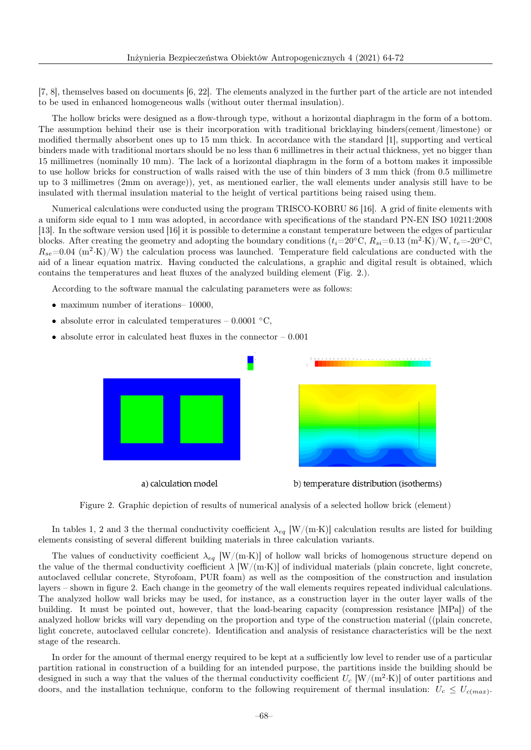[7, 8], themselves based on documents [6, 22]. The elements analyzed in the further part of the article are not intended to be used in enhanced homogeneous walls (without outer thermal insulation).

The hollow bricks were designed as a flow-through type, without a horizontal diaphragm in the form of a bottom. The assumption behind their use is their incorporation with traditional bricklaying binders(cement/limestone) or modified thermally absorbent ones up to 15 mm thick. In accordance with the standard [1], supporting and vertical binders made with traditional mortars should be no less than 6 millimetres in their actual thickness, yet no bigger than 15 millimetres (nominally 10 mm). The lack of a horizontal diaphragm in the form of a bottom makes it impossible to use hollow bricks for construction of walls raised with the use of thin binders of 3 mm thick (from 0.5 millimetre up to 3 millimetres (2mm on average)), yet, as mentioned earlier, the wall elements under analysis still have to be insulated with thermal insulation material to the height of vertical partitions being raised using them.

Numerical calculations were conducted using the program TRISCO-KOBRU 86 [16]. A grid of finite elements with a uniform side equal to 1 mm was adopted, in accordance with specifications of the standard PN-EN ISO 10211:2008 [13]. In the software version used [16] it is possible to determine a constant temperature between the edges of particular blocks. After creating the geometry and adopting the boundary conditions ($t_i$=20°C, $R_{si}$=0.13 (m$^2$·K)/W, $t_e$=-20°C, $R_{se}$=0.04 (m$^2$·K)/W) the calculation process was launched. Temperature field calculations are conducted with the aid of a linear equation matrix. Having conducted the calculations, a graphic and digital result is obtained, which contains the temperatures and heat fluxes of the analyzed building element (Fig. 2.).

According to the software manual the calculating parameters were as follows:

- maximum number of iterations– 10000,
- absolute error in calculated temperatures – 0.0001 °C,
- absolute error in calculated heat fluxes in the connector – 0.001

a) calculation model    b) temperature distribution (isotherms)

Figure 2. Graphic depiction of results of numerical analysis of a selected hollow brick (element)

In tables 1, 2 and 3 the thermal conductivity coefficient $\lambda_{eq}$ [W/(m·K)] calculation results are listed for building elements consisting of several different building materials in three calculation variants.

The values of conductivity coefficient $\lambda_{eq}$ [W/(m·K)] of hollow wall bricks of homogenous structure depend on the value of the thermal conductivity coefficient $\lambda$ [W/(m·K)] of individual materials (plain concrete, light concrete, autoclaved cellular concrete, Styrofoam, PUR foam) as well as the composition of the construction and insulation layers – shown in figure 2. Each change in the geometry of the wall elements requires repeated individual calculations. The analyzed hollow wall bricks may be used, for instance, as a construction layer in the outer layer walls of the building. It must be pointed out, however, that the load-bearing capacity (compression resistance [MPa]) of the analyzed hollow bricks will vary depending on the proportion and type of the construction material ((plain concrete, light concrete, autoclaved cellular concrete). Identification and analysis of resistance characteristics will be the next stage of the research.

In order for the amount of thermal energy required to be kept at a sufficiently low level to render use of a particular partition rational in construction of a building for an intended purpose, the partitions inside the building should be designed in such a way that the values of the thermal conductivity coefficient $U_c$ [W/(m$^2$·K)] of outer partitions and doors, and the installation technique, conform to the following requirement of thermal insulation: $U_c \leq U_{c(max)}$.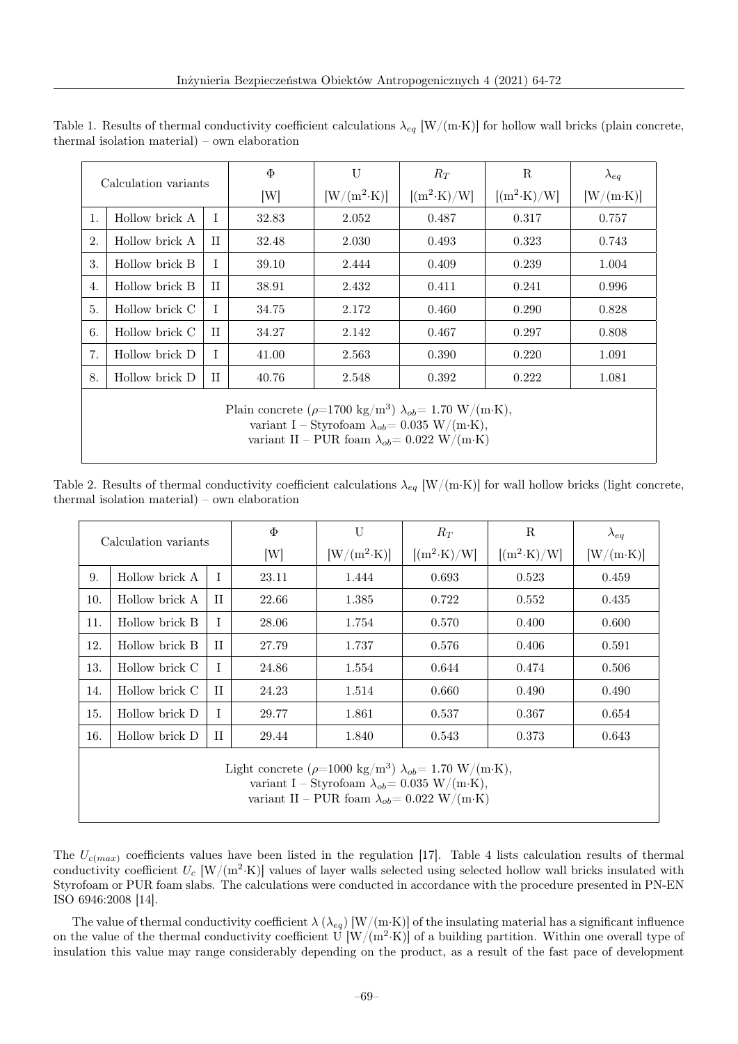Table 1. Results of thermal conductivity coefficient calculations $\lambda_{eq}$ [W/(m·K)] for hollow wall bricks (plain concrete, thermal isolation material) – own elaboration

| Calculation variants | | | Φ | U | $R_T$ | R | $\lambda_{eq}$ |
|---|---|---|---|---|---|---|---|
| | | | [W] | [W/(m²·K)] | [(m²·K)/W] | [(m²·K)/W] | [W/(m·K)] |
| 1. | Hollow brick A | I | 32.83 | 2.052 | 0.487 | 0.317 | 0.757 |
| 2. | Hollow brick A | II | 32.48 | 2.030 | 0.493 | 0.323 | 0.743 |
| 3. | Hollow brick B | I | 39.10 | 2.444 | 0.409 | 0.239 | 1.004 |
| 4. | Hollow brick B | II | 38.91 | 2.432 | 0.411 | 0.241 | 0.996 |
| 5. | Hollow brick C | I | 34.75 | 2.172 | 0.460 | 0.290 | 0.828 |
| 6. | Hollow brick C | II | 34.27 | 2.142 | 0.467 | 0.297 | 0.808 |
| 7. | Hollow brick D | I | 41.00 | 2.563 | 0.390 | 0.220 | 1.091 |
| 8. | Hollow brick D | II | 40.76 | 2.548 | 0.392 | 0.222 | 1.081 |
| Plain concrete ($\rho$=1700 kg/m³) $\lambda_{ob}$= 1.70 W/(m·K), variant I – Styrofoam $\lambda_{ob}$= 0.035 W/(m·K), variant II – PUR foam $\lambda_{ob}$= 0.022 W/(m·K) | | | | | | | |

Table 2. Results of thermal conductivity coefficient calculations $\lambda_{eq}$ [W/(m·K)] for wall hollow bricks (light concrete, thermal isolation material) – own elaboration

| Calculation variants | | | Φ | U | $R_T$ | R | $\lambda_{eq}$ |
|---|---|---|---|---|---|---|---|
| | | | [W] | [W/(m²·K)] | [(m²·K)/W] | [(m²·K)/W] | [W/(m·K)] |
| 9. | Hollow brick A | I | 23.11 | 1.444 | 0.693 | 0.523 | 0.459 |
| 10. | Hollow brick A | II | 22.66 | 1.385 | 0.722 | 0.552 | 0.435 |
| 11. | Hollow brick B | I | 28.06 | 1.754 | 0.570 | 0.400 | 0.600 |
| 12. | Hollow brick B | II | 27.79 | 1.737 | 0.576 | 0.406 | 0.591 |
| 13. | Hollow brick C | I | 24.86 | 1.554 | 0.644 | 0.474 | 0.506 |
| 14. | Hollow brick C | II | 24.23 | 1.514 | 0.660 | 0.490 | 0.490 |
| 15. | Hollow brick D | I | 29.77 | 1.861 | 0.537 | 0.367 | 0.654 |
| 16. | Hollow brick D | II | 29.44 | 1.840 | 0.543 | 0.373 | 0.643 |
| Light concrete ($\rho$=1000 kg/m³) $\lambda_{ob}$= 1.70 W/(m·K), variant I – Styrofoam $\lambda_{ob}$= 0.035 W/(m·K), variant II – PUR foam $\lambda_{ob}$= 0.022 W/(m·K) | | | | | | | |

The $U_{c(max)}$ coefficients values have been listed in the regulation [17]. Table 4 lists calculation results of thermal conductivity coefficient $U_c$ [W/(m²·K)] values of layer walls selected using selected hollow wall bricks insulated with Styrofoam or PUR foam slabs. The calculations were conducted in accordance with the procedure presented in PN-EN ISO 6946:2008 [14].

The value of thermal conductivity coefficient $\lambda$ ($\lambda_{eq}$) [W/(m·K)] of the insulating material has a significant influence on the value of the thermal conductivity coefficient U [W/(m²·K)] of a building partition. Within one overall type of insulation this value may range considerably depending on the product, as a result of the fast pace of development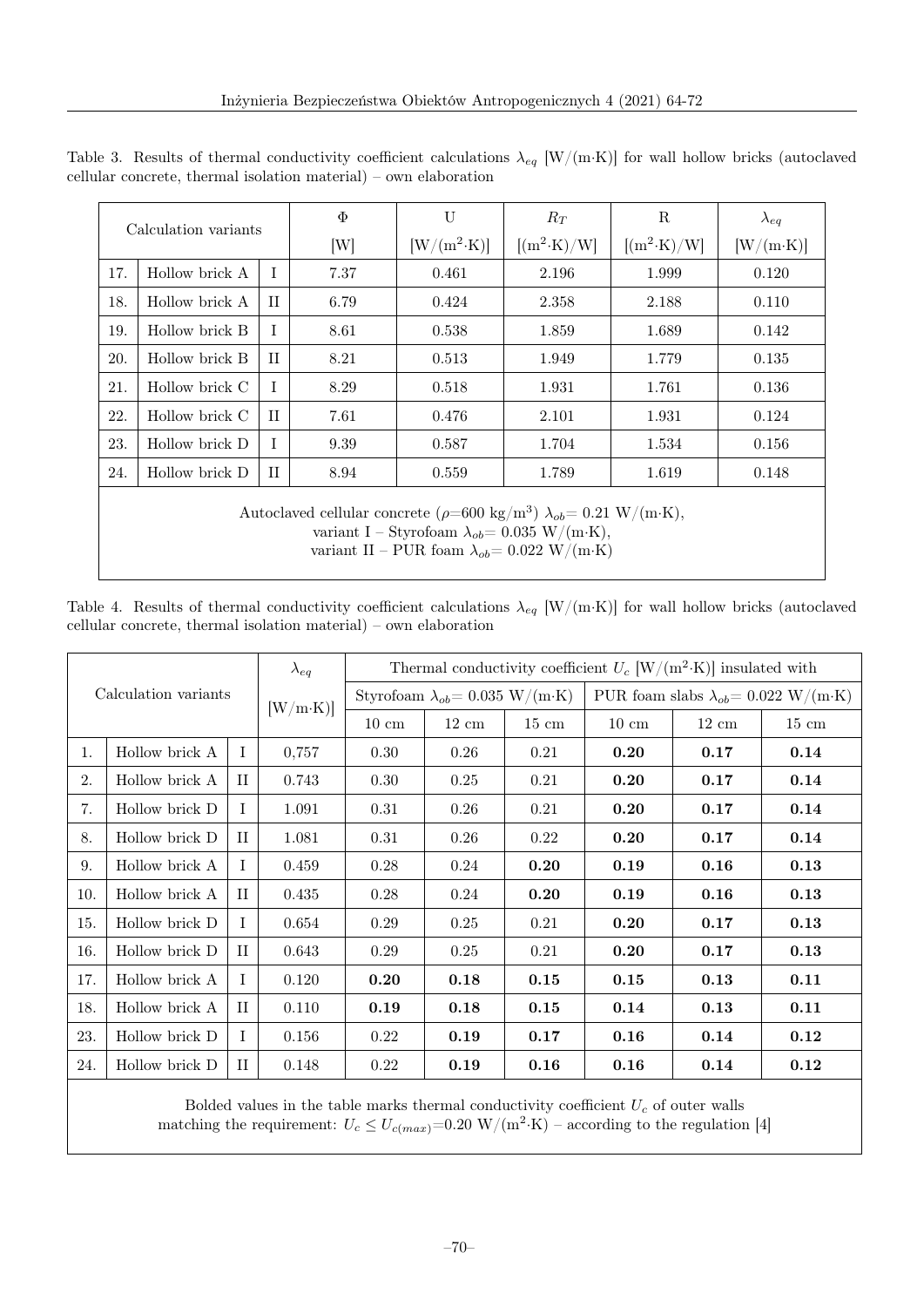Table 3. Results of thermal conductivity coefficient calculations $\lambda_{eq}$ [W/(m·K)] for wall hollow bricks (autoclaved cellular concrete, thermal isolation material) – own elaboration

| Calculation variants | | | Φ [W] | U [W/(m²·K)] | $R_T$ [(m²·K)/W] | R [(m²·K)/W] | $\lambda_{eq}$ [W/(m·K)] |
|---|---|---|---|---|---|---|---|
| 17. | Hollow brick A | I | 7.37 | 0.461 | 2.196 | 1.999 | 0.120 |
| 18. | Hollow brick A | II | 6.79 | 0.424 | 2.358 | 2.188 | 0.110 |
| 19. | Hollow brick B | I | 8.61 | 0.538 | 1.859 | 1.689 | 0.142 |
| 20. | Hollow brick B | II | 8.21 | 0.513 | 1.949 | 1.779 | 0.135 |
| 21. | Hollow brick C | I | 8.29 | 0.518 | 1.931 | 1.761 | 0.136 |
| 22. | Hollow brick C | II | 7.61 | 0.476 | 2.101 | 1.931 | 0.124 |
| 23. | Hollow brick D | I | 9.39 | 0.587 | 1.704 | 1.534 | 0.156 |
| 24. | Hollow brick D | II | 8.94 | 0.559 | 1.789 | 1.619 | 0.148 |

Autoclaved cellular concrete ($\rho$=600 kg/m³) $\lambda_{ob}$= 0.21 W/(m·K),
variant I – Styrofoam $\lambda_{ob}$= 0.035 W/(m·K),
variant II – PUR foam $\lambda_{ob}$= 0.022 W/(m·K)

Table 4. Results of thermal conductivity coefficient calculations $\lambda_{eq}$ [W/(m·K)] for wall hollow bricks (autoclaved cellular concrete, thermal isolation material) – own elaboration

| Calculation variants | | | $\lambda_{eq}$ [W/m·K)] | Thermal conductivity coefficient $U_c$ [W/(m²·K)] insulated with | | | | | |
|---|---|---|---|---|---|---|---|---|---|
| | | | | Styrofoam $\lambda_{ob}$= 0.035 W/(m·K) | | | PUR foam slabs $\lambda_{ob}$= 0.022 W/(m·K) | | |
| | | | | 10 cm | 12 cm | 15 cm | 10 cm | 12 cm | 15 cm |
| 1. | Hollow brick A | I | 0,757 | 0.30 | 0.26 | 0.21 | **0.20** | **0.17** | **0.14** |
| 2. | Hollow brick A | II | 0.743 | 0.30 | 0.25 | 0.21 | **0.20** | **0.17** | **0.14** |
| 7. | Hollow brick D | I | 1.091 | 0.31 | 0.26 | 0.21 | **0.20** | **0.17** | **0.14** |
| 8. | Hollow brick D | II | 1.081 | 0.31 | 0.26 | 0.22 | **0.20** | **0.17** | **0.14** |
| 9. | Hollow brick A | I | 0.459 | 0.28 | 0.24 | **0.20** | **0.19** | **0.16** | **0.13** |
| 10. | Hollow brick A | II | 0.435 | 0.28 | 0.24 | **0.20** | **0.19** | **0.16** | **0.13** |
| 15. | Hollow brick D | I | 0.654 | 0.29 | 0.25 | 0.21 | **0.20** | **0.17** | **0.13** |
| 16. | Hollow brick D | II | 0.643 | 0.29 | 0.25 | 0.21 | **0.20** | **0.17** | **0.13** |
| 17. | Hollow brick A | I | 0.120 | **0.20** | **0.18** | **0.15** | **0.15** | **0.13** | **0.11** |
| 18. | Hollow brick A | II | 0.110 | **0.19** | **0.18** | **0.15** | **0.14** | **0.13** | **0.11** |
| 23. | Hollow brick D | I | 0.156 | 0.22 | **0.19** | **0.17** | **0.16** | **0.14** | **0.12** |
| 24. | Hollow brick D | II | 0.148 | 0.22 | **0.19** | **0.16** | **0.16** | **0.14** | **0.12** |

Bolded values in the table marks thermal conductivity coefficient $U_c$ of outer walls matching the requirement: $U_c \leq U_{c(max)}$=0.20 W/(m²·K) – according to the regulation [4]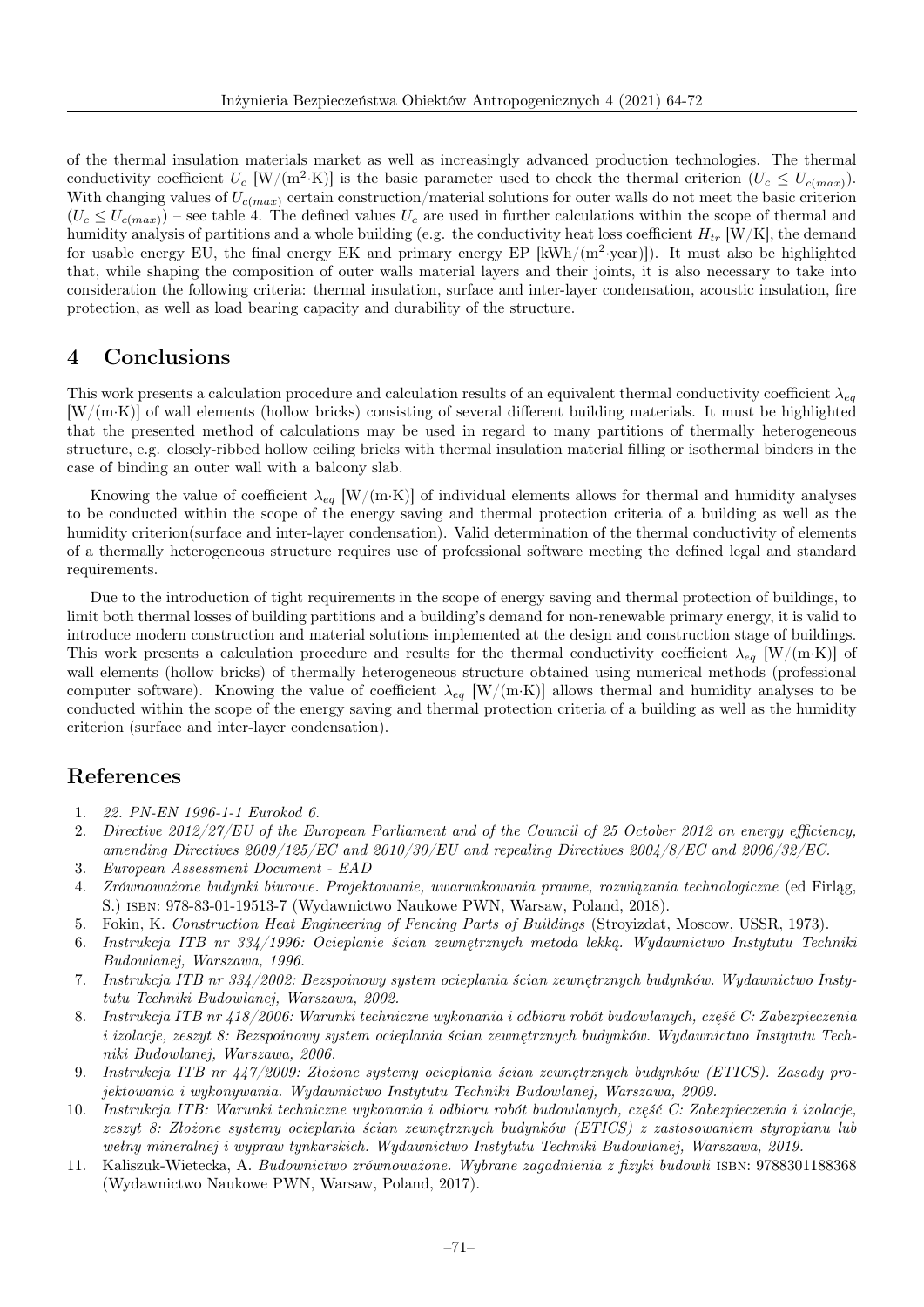of the thermal insulation materials market as well as increasingly advanced production technologies. The thermal conductivity coefficient $U_c$ [W/(m$^2$·K)] is the basic parameter used to check the thermal criterion ($U_c \leq U_{c(max)}$). With changing values of $U_{c(max)}$ certain construction/material solutions for outer walls do not meet the basic criterion ($U_c \leq U_{c(max)}$) – see table 4. The defined values $U_c$ are used in further calculations within the scope of thermal and humidity analysis of partitions and a whole building (e.g. the conductivity heat loss coefficient $H_{tr}$ [W/K], the demand for usable energy EU, the final energy EK and primary energy EP [kWh/(m$^2$·year)]). It must also be highlighted that, while shaping the composition of outer walls material layers and their joints, it is also necessary to take into consideration the following criteria: thermal insulation, surface and inter-layer condensation, acoustic insulation, fire protection, as well as load bearing capacity and durability of the structure.

## 4 Conclusions

This work presents a calculation procedure and calculation results of an equivalent thermal conductivity coefficient $\lambda_{eq}$ [W/(m·K)] of wall elements (hollow bricks) consisting of several different building materials. It must be highlighted that the presented method of calculations may be used in regard to many partitions of thermally heterogeneous structure, e.g. closely-ribbed hollow ceiling bricks with thermal insulation material filling or isothermal binders in the case of binding an outer wall with a balcony slab.

Knowing the value of coefficient $\lambda_{eq}$ [W/(m·K)] of individual elements allows for thermal and humidity analyses to be conducted within the scope of the energy saving and thermal protection criteria of a building as well as the humidity criterion(surface and inter-layer condensation). Valid determination of the thermal conductivity of elements of a thermally heterogeneous structure requires use of professional software meeting the defined legal and standard requirements.

Due to the introduction of tight requirements in the scope of energy saving and thermal protection of buildings, to limit both thermal losses of building partitions and a building's demand for non-renewable primary energy, it is valid to introduce modern construction and material solutions implemented at the design and construction stage of buildings. This work presents a calculation procedure and results for the thermal conductivity coefficient $\lambda_{eq}$ [W/(m·K)] of wall elements (hollow bricks) of thermally heterogeneous structure obtained using numerical methods (professional computer software). Knowing the value of coefficient $\lambda_{eq}$ [W/(m·K)] allows thermal and humidity analyses to be conducted within the scope of the energy saving and thermal protection criteria of a building as well as the humidity criterion (surface and inter-layer condensation).

## References

1. *22. PN-EN 1996-1-1 Eurokod 6.*
2. *Directive 2012/27/EU of the European Parliament and of the Council of 25 October 2012 on energy efficiency, amending Directives 2009/125/EC and 2010/30/EU and repealing Directives 2004/8/EC and 2006/32/EC.*
3. *European Assessment Document - EAD*
4. *Zrównoważone budynki biurowe. Projektowanie, uwarunkowania prawne, rozwiązania technologiczne* (ed Firląg, S.) ISBN: 978-83-01-19513-7 (Wydawnictwo Naukowe PWN, Warsaw, Poland, 2018).
5. Fokin, K. *Construction Heat Engineering of Fencing Parts of Buildings* (Stroyizdat, Moscow, USSR, 1973).
6. *Instrukcja ITB nr 334/1996: Ocieplanie ścian zewnętrznych metoda lekką. Wydawnictwo Instytutu Techniki Budowlanej, Warszawa, 1996.*
7. *Instrukcja ITB nr 334/2002: Bezspoinowy system ocieplania ścian zewnętrznych budynków. Wydawnictwo Instytutu Techniki Budowlanej, Warszawa, 2002.*
8. *Instrukcja ITB nr 418/2006: Warunki techniczne wykonania i odbioru robót budowlanych, część C: Zabezpieczenia i izolacje, zeszyt 8: Bezspoinowy system ocieplania ścian zewnętrznych budynków. Wydawnictwo Instytutu Techniki Budowlanej, Warszawa, 2006.*
9. *Instrukcja ITB nr 447/2009: Złożone systemy ocieplania ścian zewnętrznych budynków (ETICS). Zasady projektowania i wykonywania. Wydawnictwo Instytutu Techniki Budowlanej, Warszawa, 2009.*
10. *Instrukcja ITB: Warunki techniczne wykonania i odbioru robót budowlanych, część C: Zabezpieczenia i izolacje, zeszyt 8: Złożone systemy ocieplania ścian zewnętrznych budynków (ETICS) z zastosowaniem styropianu lub wełny mineralnej i wypraw tynkarskich. Wydawnictwo Instytutu Techniki Budowlanej, Warszawa, 2019.*
11. Kaliszuk-Wietecka, A. *Budownictwo zrównoważone. Wybrane zagadnienia z fizyki budowli* ISBN: 9788301188368 (Wydawnictwo Naukowe PWN, Warsaw, Poland, 2017).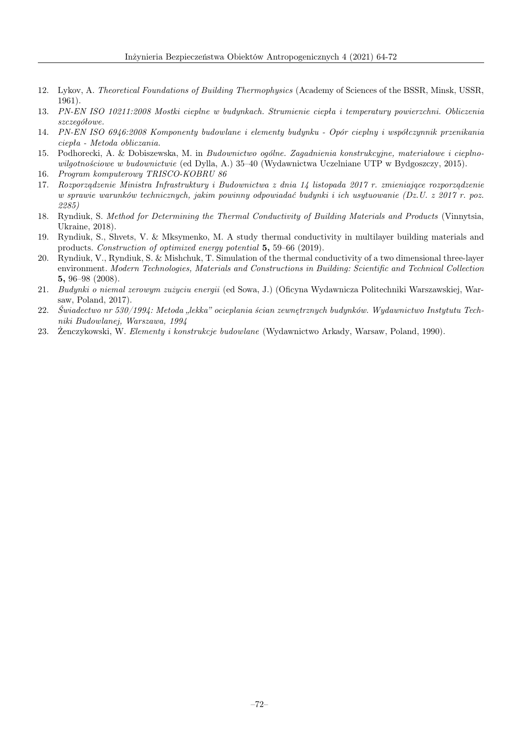12. Lykov, A. *Theoretical Foundations of Building Thermophysics* (Academy of Sciences of the BSSR, Minsk, USSR, 1961).
13. *PN-EN ISO 10211:2008 Mostki cieplne w budynkach. Strumienie ciepła i temperatury powierzchni. Obliczenia szczegółowe.*
14. *PN-EN ISO 6946:2008 Komponenty budowlane i elementy budynku - Opór cieplny i współczynnik przenikania ciepła - Metoda obliczania.*
15. Podhorecki, A. & Dobiszewska, M. in *Budownictwo ogólne. Zagadnienia konstrukcyjne, materiałowe i cieplno-wilgotnościowe w budownictwie* (ed Dylla, A.) 35–40 (Wydawnictwa Uczelniane UTP w Bydgoszczy, 2015).
16. *Program komputerowy TRISCO-KOBRU 86*
17. *Rozporządzenie Ministra Infrastruktury i Budownictwa z dnia 14 listopada 2017 r. zmieniające rozporządzenie w sprawie warunków technicznych, jakim powinny odpowiadać budynki i ich usytuowanie (Dz.U. z 2017 r. poz. 2285)*
18. Ryndiuk, S. *Method for Determining the Thermal Conductivity of Building Materials and Products* (Vinnytsia, Ukraine, 2018).
19. Ryndiuk, S., Shvets, V. & Mksymenko, M. A study thermal conductivity in multilayer building materials and products. *Construction of optimized energy potential* **5,** 59–66 (2019).
20. Ryndiuk, V., Ryndiuk, S. & Mishchuk, T. Simulation of the thermal conductivity of a two dimensional three-layer environment. *Modern Technologies, Materials and Constructions in Building: Scientific and Technical Collection* **5,** 96–98 (2008).
21. *Budynki o niemal zerowym zużyciu energii* (ed Sowa, J.) (Oficyna Wydawnicza Politechniki Warszawskiej, Warsaw, Poland, 2017).
22. *Świadectwo nr 530/1994: Metoda „lekka" ocieplania ścian zewnętrznych budynków. Wydawnictwo Instytutu Techniki Budowlanej, Warszawa, 1994*
23. Żenczykowski, W. *Elementy i konstrukcje budowlane* (Wydawnictwo Arkady, Warsaw, Poland, 1990).